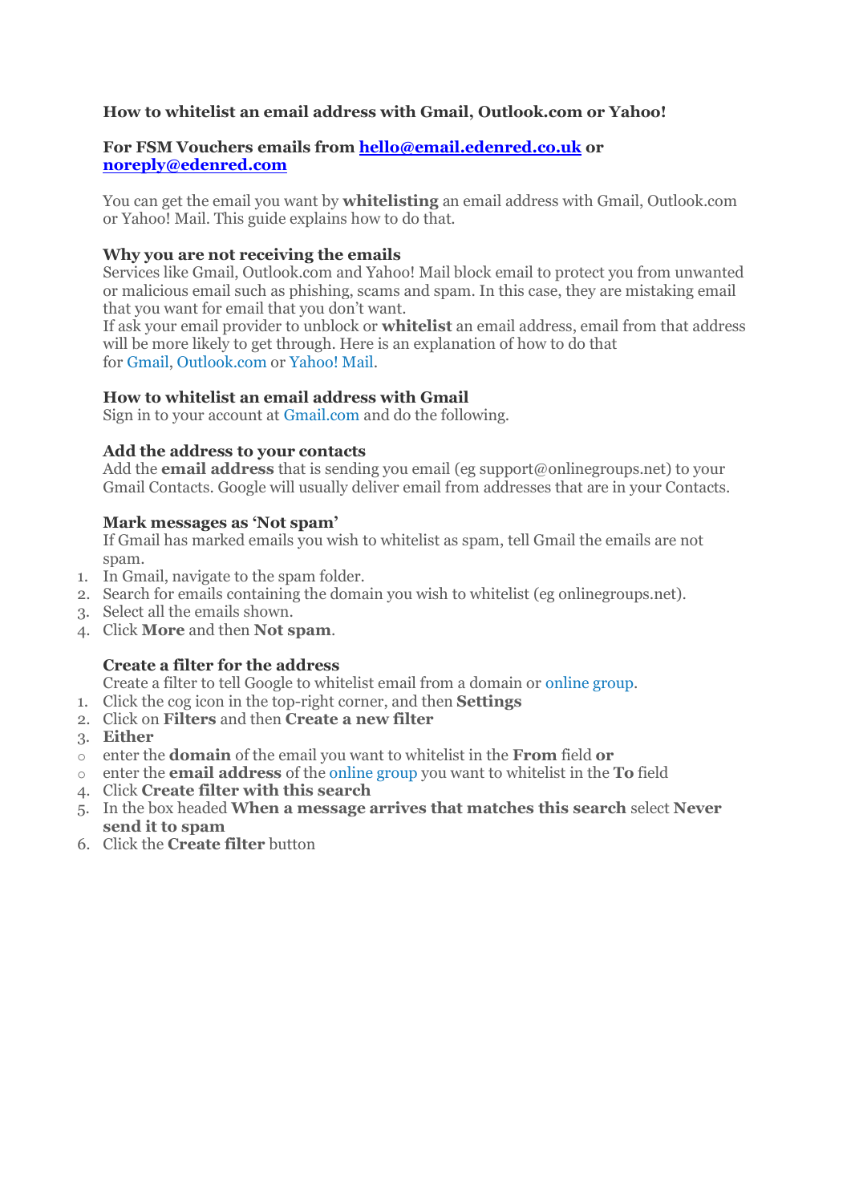**How to whitelist an email address with Gmail, Outlook.com or Yahoo!**

**For FSM Vouchers emails from [hello@email.edenred.co.uk](mailto:hello@email.edenred.co.uk) or [noreply@edenred.com](mailto:noreply@edenred.com)**

You can get the email you want by **whitelisting** an email address with Gmail, Outlook.com or Yahoo! Mail. This guide explains how to do that.

**Why you are not receiving the emails**
Services like Gmail, Outlook.com and Yahoo! Mail block email to protect you from unwanted or malicious email such as phishing, scams and spam. In this case, they are mistaking email that you want for email that you don't want.
If ask your email provider to unblock or **whitelist** an email address, email from that address will be more likely to get through. Here is an explanation of how to do that for Gmail, Outlook.com or Yahoo! Mail.

**How to whitelist an email address with Gmail**
Sign in to your account at Gmail.com and do the following.

**Add the address to your contacts**
Add the **email address** that is sending you email (eg support@onlinegroups.net) to your Gmail Contacts. Google will usually deliver email from addresses that are in your Contacts.

**Mark messages as 'Not spam'**
If Gmail has marked emails you wish to whitelist as spam, tell Gmail the emails are not spam.

1. In Gmail, navigate to the spam folder.
2. Search for emails containing the domain you wish to whitelist (eg onlinegroups.net).
3. Select all the emails shown.
4. Click **More** and then **Not spam**.

**Create a filter for the address**
Create a filter to tell Google to whitelist email from a domain or online group.

1. Click the cog icon in the top-right corner, and then **Settings**
2. Click on **Filters** and then **Create a new filter**
3. **Either**
   - enter the **domain** of the email you want to whitelist in the **From** field **or**
   - enter the **email address** of the online group you want to whitelist in the **To** field
4. Click **Create filter with this search**
5. In the box headed **When a message arrives that matches this search** select **Never send it to spam**
6. Click the **Create filter** button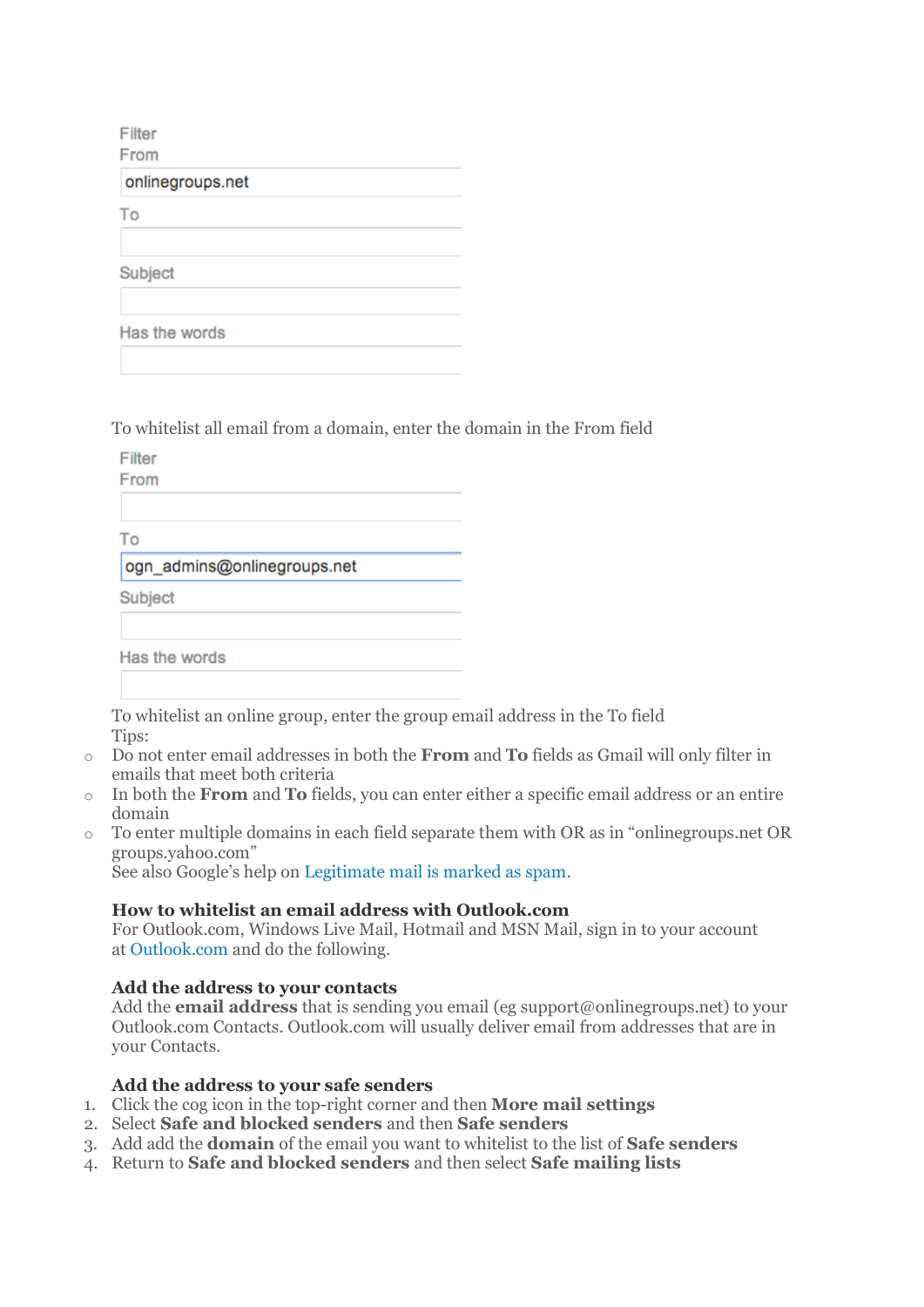Filter
From
onlinegroups.net
To

Subject

Has the words

To whitelist all email from a domain, enter the domain in the From field

Filter
From

To
ogn_admins@onlinegroups.net
Subject

Has the words

To whitelist an online group, enter the group email address in the To field

Tips:

- Do not enter email addresses in both the **From** and **To** fields as Gmail will only filter in emails that meet both criteria
- In both the **From** and **To** fields, you can enter either a specific email address or an entire domain
- To enter multiple domains in each field separate them with OR as in "onlinegroups.net OR groups.yahoo.com"

See also Google's help on Legitimate mail is marked as spam.

**How to whitelist an email address with Outlook.com**

For Outlook.com, Windows Live Mail, Hotmail and MSN Mail, sign in to your account at Outlook.com and do the following.

**Add the address to your contacts**

Add the **email address** that is sending you email (eg support@onlinegroups.net) to your Outlook.com Contacts. Outlook.com will usually deliver email from addresses that are in your Contacts.

**Add the address to your safe senders**

1. Click the cog icon in the top-right corner and then **More mail settings**
2. Select **Safe and blocked senders** and then **Safe senders**
3. Add add the **domain** of the email you want to whitelist to the list of **Safe senders**
4. Return to **Safe and blocked senders** and then select **Safe mailing lists**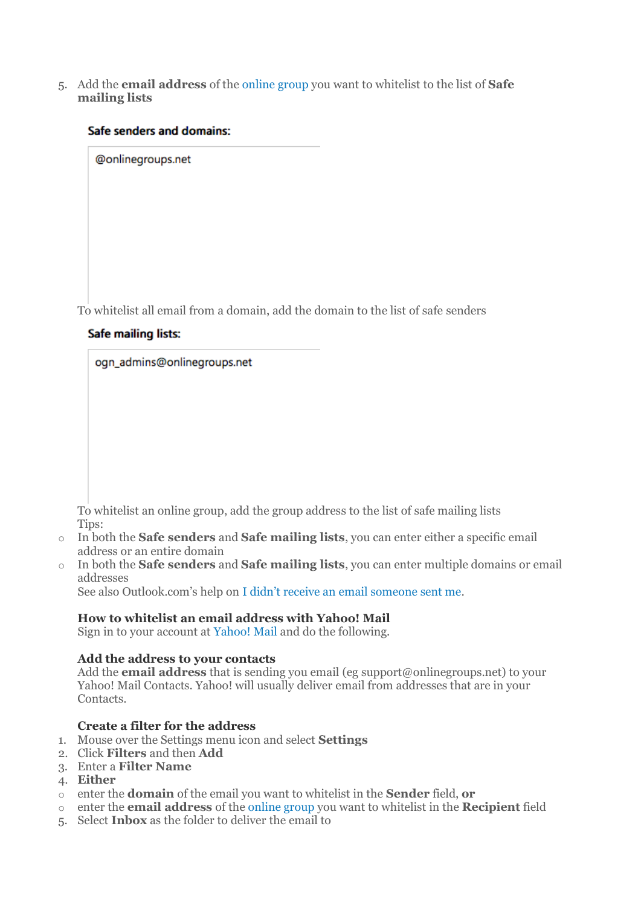5. Add the **email address** of the online group you want to whitelist to the list of **Safe mailing lists**

**Safe senders and domains:**

@onlinegroups.net

To whitelist all email from a domain, add the domain to the list of safe senders

**Safe mailing lists:**

ogn_admins@onlinegroups.net

To whitelist an online group, add the group address to the list of safe mailing lists

Tips:

- In both the **Safe senders** and **Safe mailing lists**, you can enter either a specific email address or an entire domain
- In both the **Safe senders** and **Safe mailing lists**, you can enter multiple domains or email addresses

See also Outlook.com's help on I didn't receive an email someone sent me.

### How to whitelist an email address with Yahoo! Mail

Sign in to your account at Yahoo! Mail and do the following.

#### Add the address to your contacts

Add the **email address** that is sending you email (eg support@onlinegroups.net) to your Yahoo! Mail Contacts. Yahoo! will usually deliver email from addresses that are in your Contacts.

#### Create a filter for the address

1. Mouse over the Settings menu icon and select **Settings**
2. Click **Filters** and then **Add**
3. Enter a **Filter Name**
4. **Either**
   - enter the **domain** of the email you want to whitelist in the **Sender** field, **or**
   - enter the **email address** of the online group you want to whitelist in the **Recipient** field
5. Select **Inbox** as the folder to deliver the email to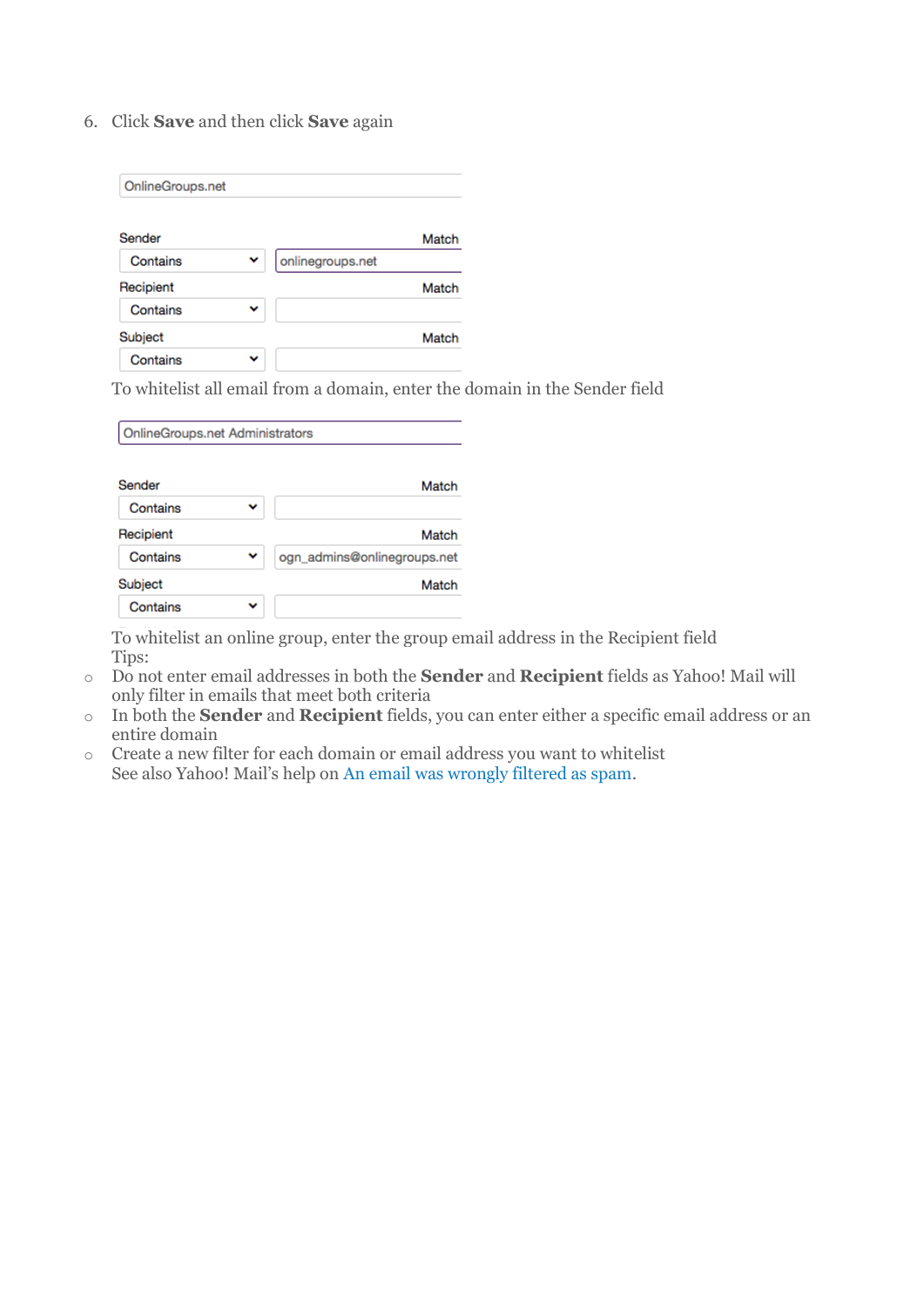6. Click **Save** and then click **Save** again

OnlineGroups.net

Sender Match
Contains onlinegroups.net
Recipient Match
Contains
Subject Match
Contains

To whitelist all email from a domain, enter the domain in the Sender field

OnlineGroups.net Administrators

Sender Match
Contains
Recipient Match
Contains ogn_admins@onlinegroups.net
Subject Match
Contains

To whitelist an online group, enter the group email address in the Recipient field

Tips:

- Do not enter email addresses in both the **Sender** and **Recipient** fields as Yahoo! Mail will only filter in emails that meet both criteria
- In both the **Sender** and **Recipient** fields, you can enter either a specific email address or an entire domain
- Create a new filter for each domain or email address you want to whitelist

See also Yahoo! Mail's help on An email was wrongly filtered as spam.